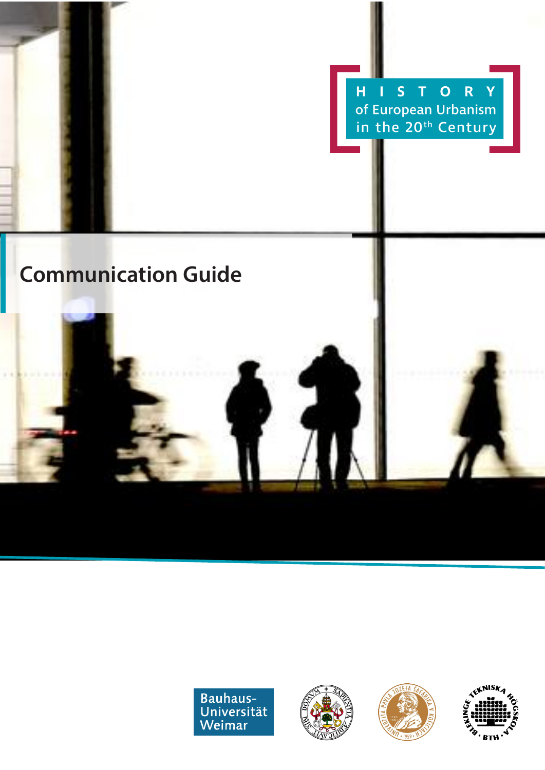HISTORY

of European Urbanism in the 20[th] Century

# Communication Guide

Bauhaus-Universität Weimar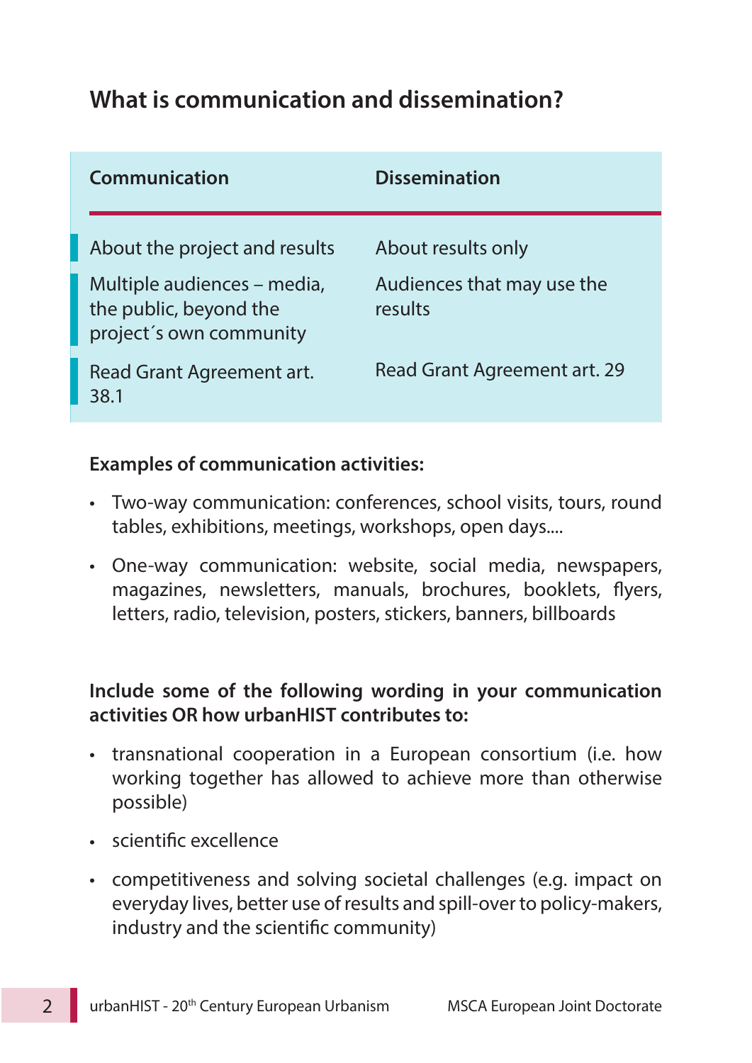## What is communication and dissemination?

| Communication | Dissemination |
| --- | --- |
| About the project and results | About results only |
| Multiple audiences – media, the public, beyond the project´s own community | Audiences that may use the results |
| Read Grant Agreement art. 38.1 | Read Grant Agreement art. 29 |

**Examples of communication activities:**

- Two-way communication: conferences, school visits, tours, round tables, exhibitions, meetings, workshops, open days....
- One-way communication: website, social media, newspapers, magazines, newsletters, manuals, brochures, booklets, flyers, letters, radio, television, posters, stickers, banners, billboards

**Include some of the following wording in your communication activities OR how urbanHIST contributes to:**

- transnational cooperation in a European consortium (i.e. how working together has allowed to achieve more than otherwise possible)
- scientific excellence
- competitiveness and solving societal challenges (e.g. impact on everyday lives, better use of results and spill-over to policy-makers, industry and the scientific community)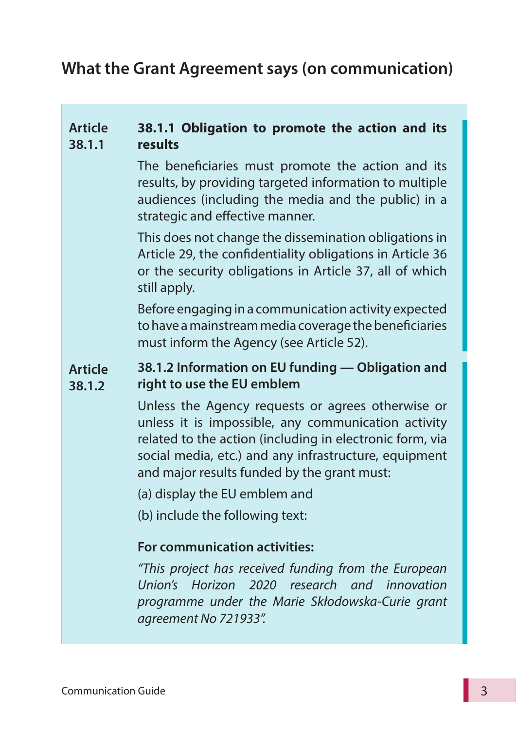## What the Grant Agreement says (on communication)

**Article 38.1.1**

**38.1.1 Obligation to promote the action and its results**

The beneficiaries must promote the action and its results, by providing targeted information to multiple audiences (including the media and the public) in a strategic and effective manner.

This does not change the dissemination obligations in Article 29, the confidentiality obligations in Article 36 or the security obligations in Article 37, all of which still apply.

Before engaging in a communication activity expected to have a mainstream media coverage the beneficiaries must inform the Agency (see Article 52).

**Article 38.1.2**

**38.1.2 Information on EU funding — Obligation and right to use the EU emblem**

Unless the Agency requests or agrees otherwise or unless it is impossible, any communication activity related to the action (including in electronic form, via social media, etc.) and any infrastructure, equipment and major results funded by the grant must:

(a) display the EU emblem and

(b) include the following text:

**For communication activities:**

*"This project has received funding from the European Union's Horizon 2020 research and innovation programme under the Marie Skłodowska-Curie grant agreement No 721933".*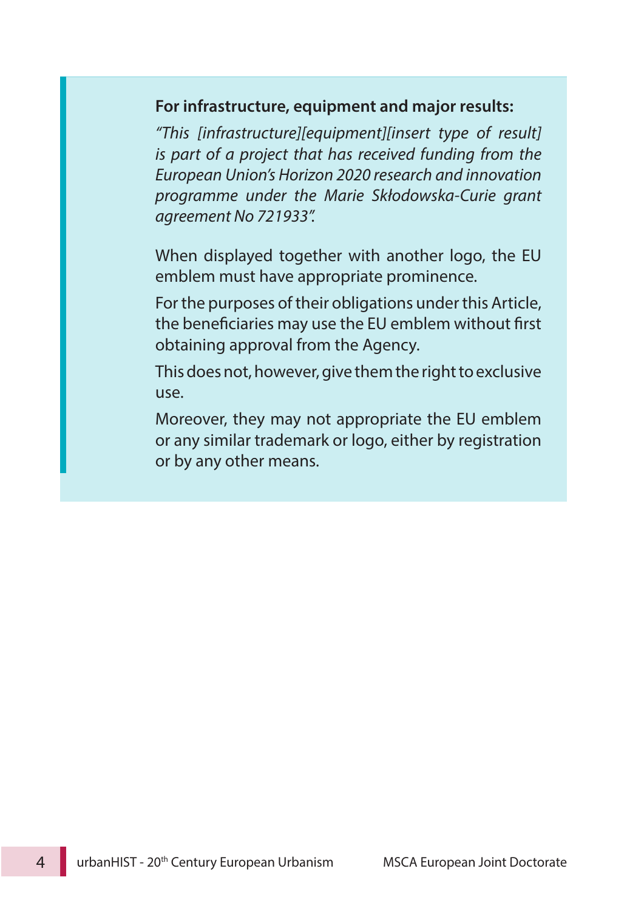**For infrastructure, equipment and major results:**

*"This [infrastructure][equipment][insert type of result] is part of a project that has received funding from the European Union's Horizon 2020 research and innovation programme under the Marie Skłodowska-Curie grant agreement No 721933".*

When displayed together with another logo, the EU emblem must have appropriate prominence.

For the purposes of their obligations under this Article, the beneficiaries may use the EU emblem without first obtaining approval from the Agency.

This does not, however, give them the right to exclusive use.

Moreover, they may not appropriate the EU emblem or any similar trademark or logo, either by registration or by any other means.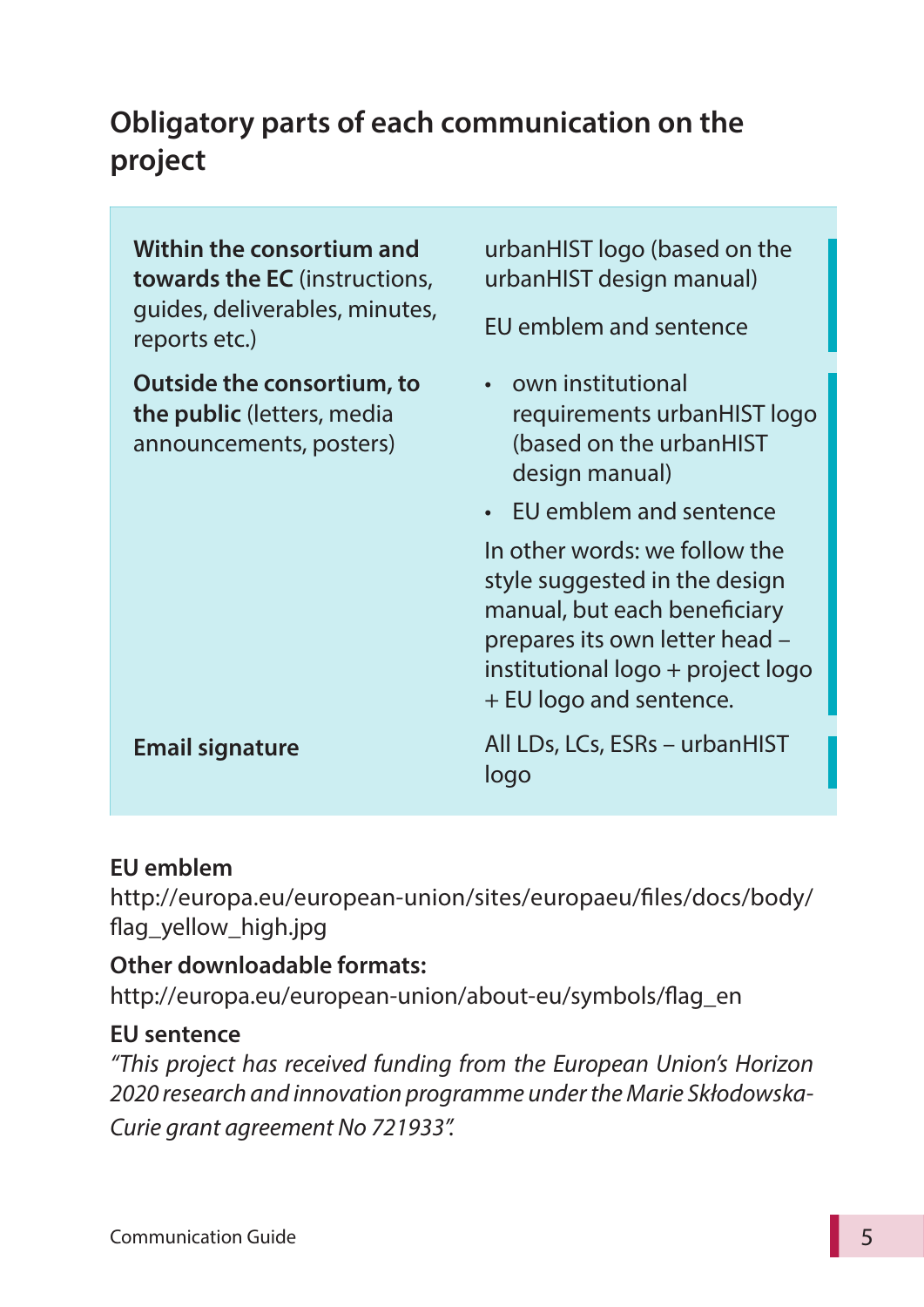## Obligatory parts of each communication on the project

| | |
|---|---|
| **Within the consortium and towards the EC** (instructions, guides, deliverables, minutes, reports etc.) | urbanHIST logo (based on the urbanHIST design manual)<br><br>EU emblem and sentence |
| **Outside the consortium, to the public** (letters, media announcements, posters) | • own institutional requirements urbanHIST logo (based on the urbanHIST design manual)<br>• EU emblem and sentence<br><br>In other words: we follow the style suggested in the design manual, but each beneficiary prepares its own letter head – institutional logo + project logo + EU logo and sentence. |
| **Email signature** | All LDs, LCs, ESRs – urbanHIST logo |

**EU emblem**
http://europa.eu/european-union/sites/europaeu/files/docs/body/flag_yellow_high.jpg

**Other downloadable formats:**
http://europa.eu/european-union/about-eu/symbols/flag_en

**EU sentence**
*"This project has received funding from the European Union's Horizon 2020 research and innovation programme under the Marie Skłodowska-Curie grant agreement No 721933".*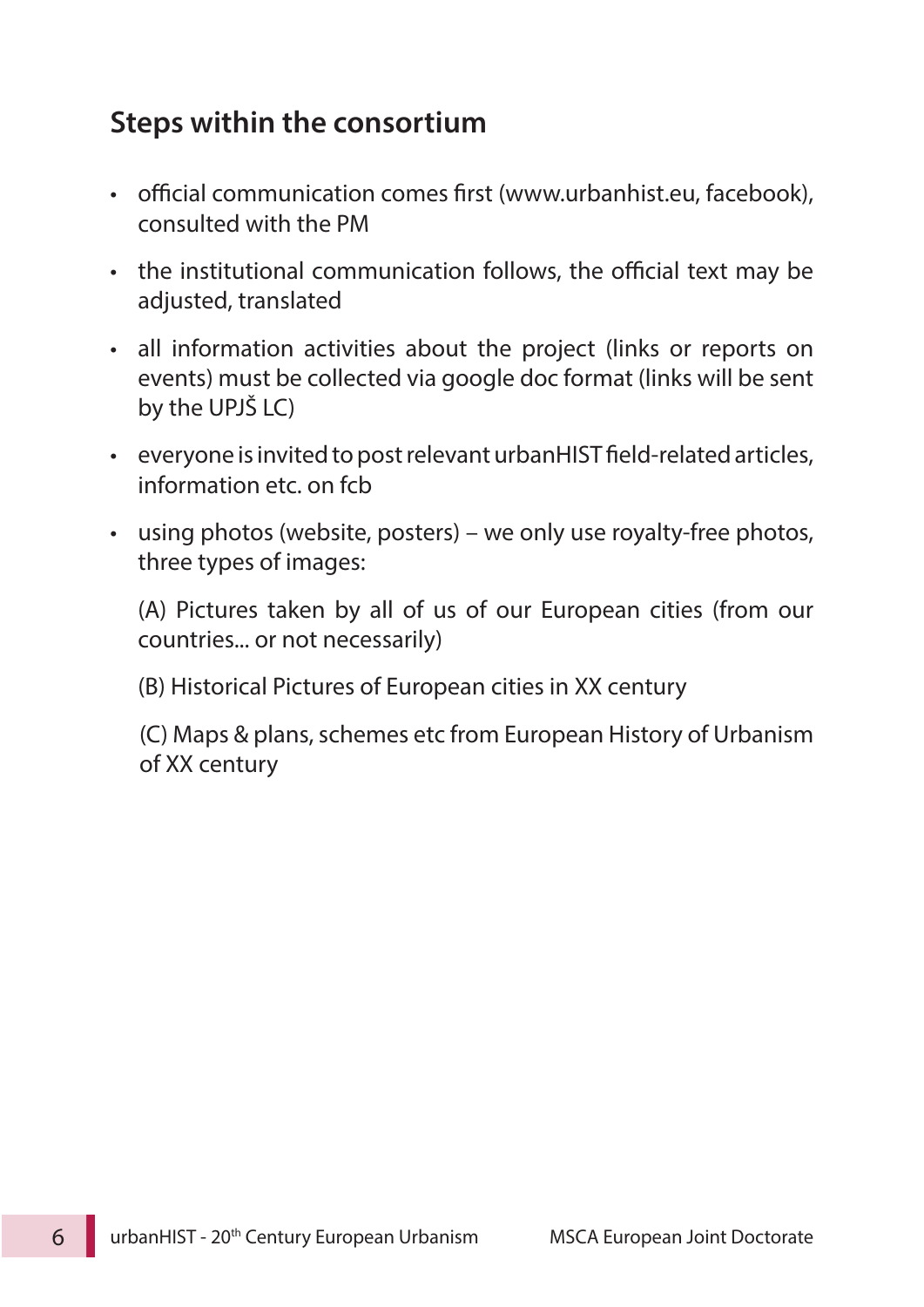## Steps within the consortium

- official communication comes first (www.urbanhist.eu, facebook), consulted with the PM
- the institutional communication follows, the official text may be adjusted, translated
- all information activities about the project (links or reports on events) must be collected via google doc format (links will be sent by the UPJŠ LC)
- everyone is invited to post relevant urbanHIST field-related articles, information etc. on fcb
- using photos (website, posters) – we only use royalty-free photos, three types of images:

  (A) Pictures taken by all of us of our European cities (from our countries... or not necessarily)

  (B) Historical Pictures of European cities in XX century

  (C) Maps & plans, schemes etc from European History of Urbanism of XX century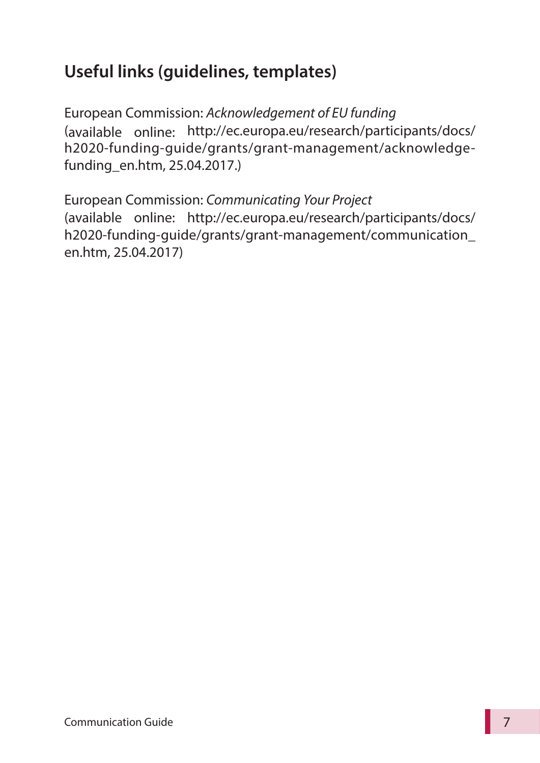## Useful links (guidelines, templates)

European Commission: *Acknowledgement of EU funding* (available online: http://ec.europa.eu/research/participants/docs/h2020-funding-guide/grants/grant-management/acknowledge-funding_en.htm, 25.04.2017.)

European Commission: *Communicating Your Project* (available online: http://ec.europa.eu/research/participants/docs/h2020-funding-guide/grants/grant-management/communication_en.htm, 25.04.2017)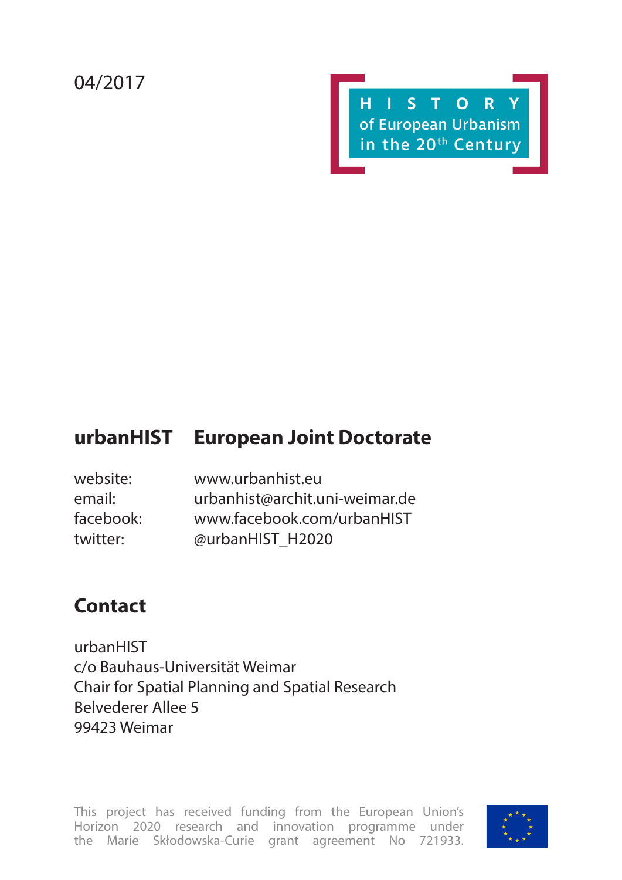04/2017

HISTORY
of European Urbanism
in the 20th Century

## urbanHIST European Joint Doctorate

| | |
|---|---|
| website: | www.urbanhist.eu |
| email: | urbanhist@archit.uni-weimar.de |
| facebook: | www.facebook.com/urbanHIST |
| twitter: | @urbanHIST_H2020 |

## Contact

urbanHIST
c/o Bauhaus-Universität Weimar
Chair for Spatial Planning and Spatial Research
Belvederer Allee 5
99423 Weimar

This project has received funding from the European Union's Horizon 2020 research and innovation programme under the Marie Skłodowska-Curie grant agreement No 721933.